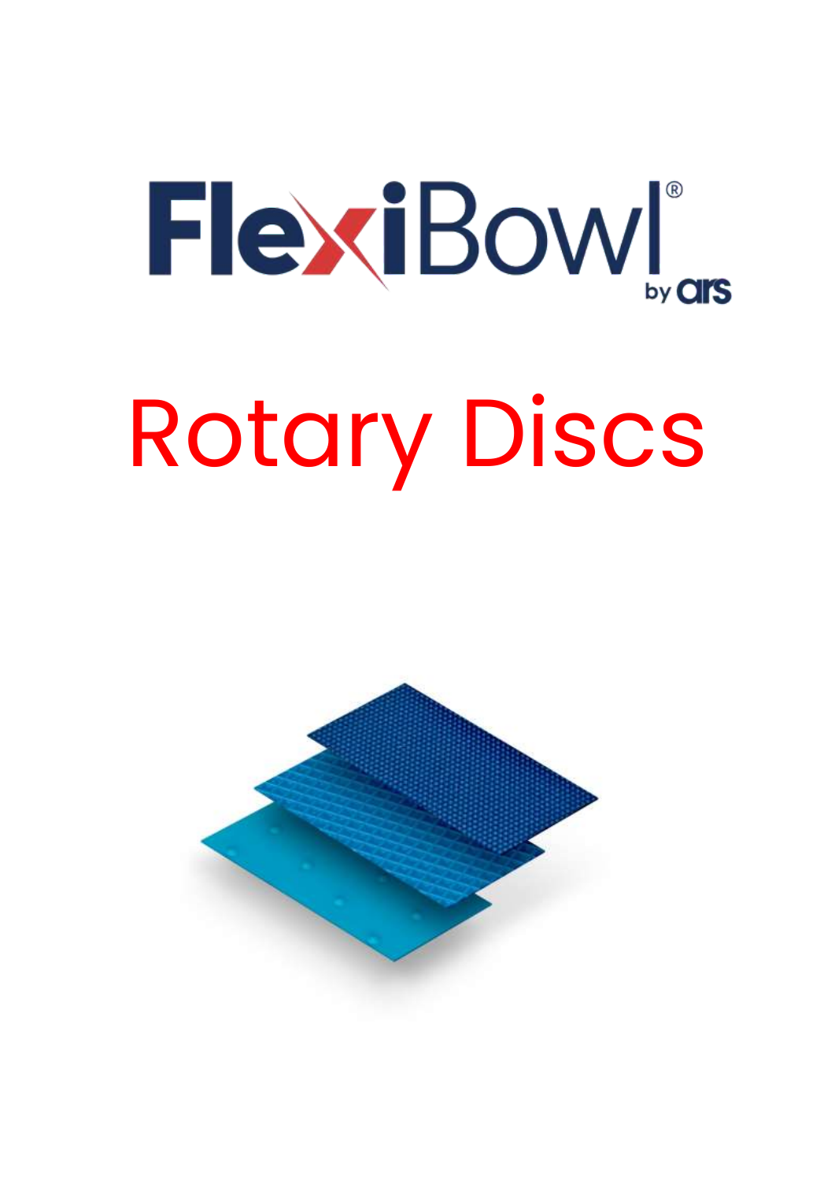# FlexiBowl® by ars

# Rotary Discs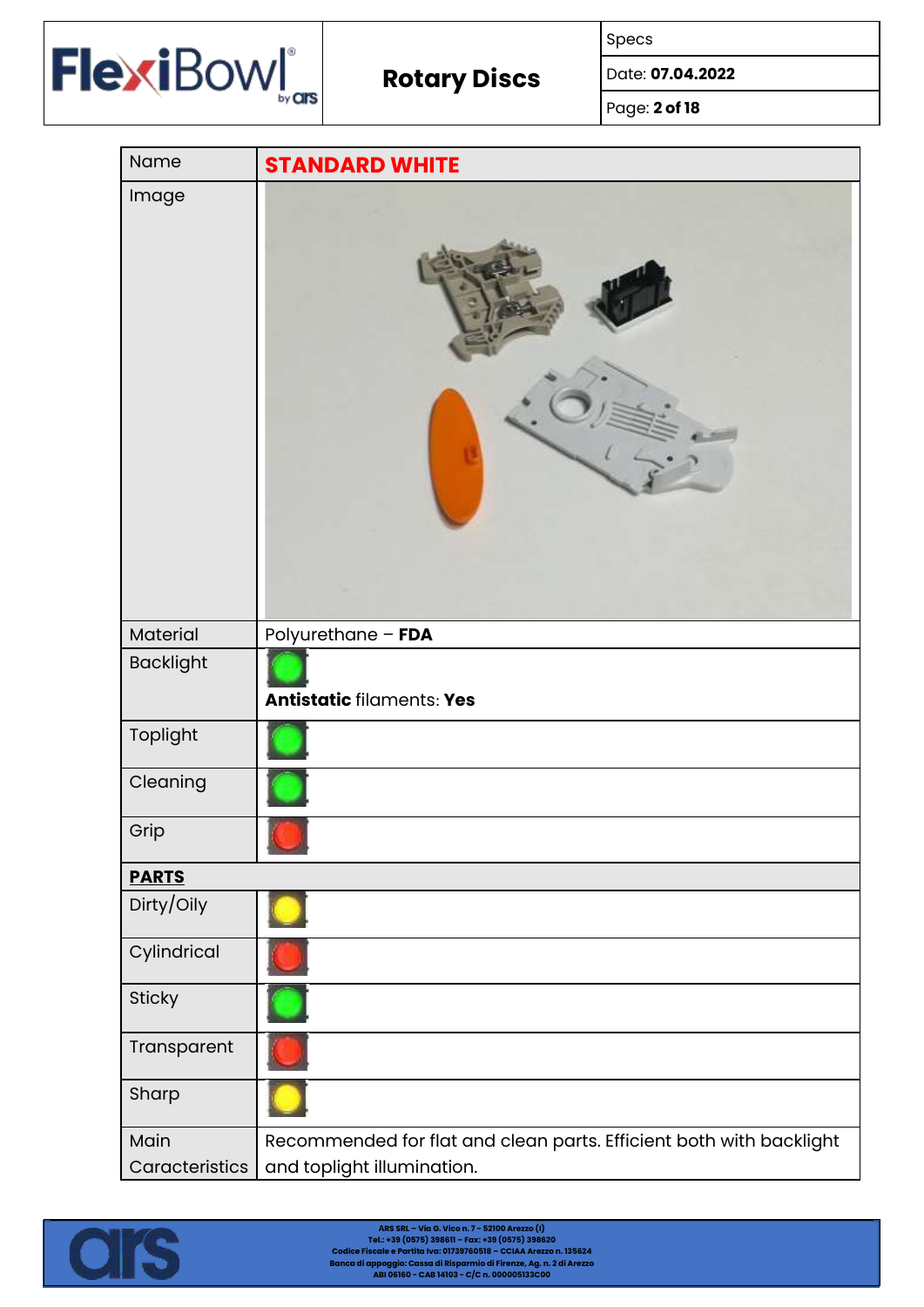| | |
|---|---|
| Name | **STANDARD WHITE** |
| Image | |
| Material | Polyurethane – **FDA** |
| Backlight | **Antistatic** filaments: **Yes** |
| Toplight | |
| Cleaning | |
| Grip | |
| **PARTS** | |
| Dirty/Oily | |
| Cylindrical | |
| Sticky | |
| Transparent | |
| Sharp | |
| Main Caracteristics | Recommended for flat and clean parts. Efficient both with backlight and toplight illumination. |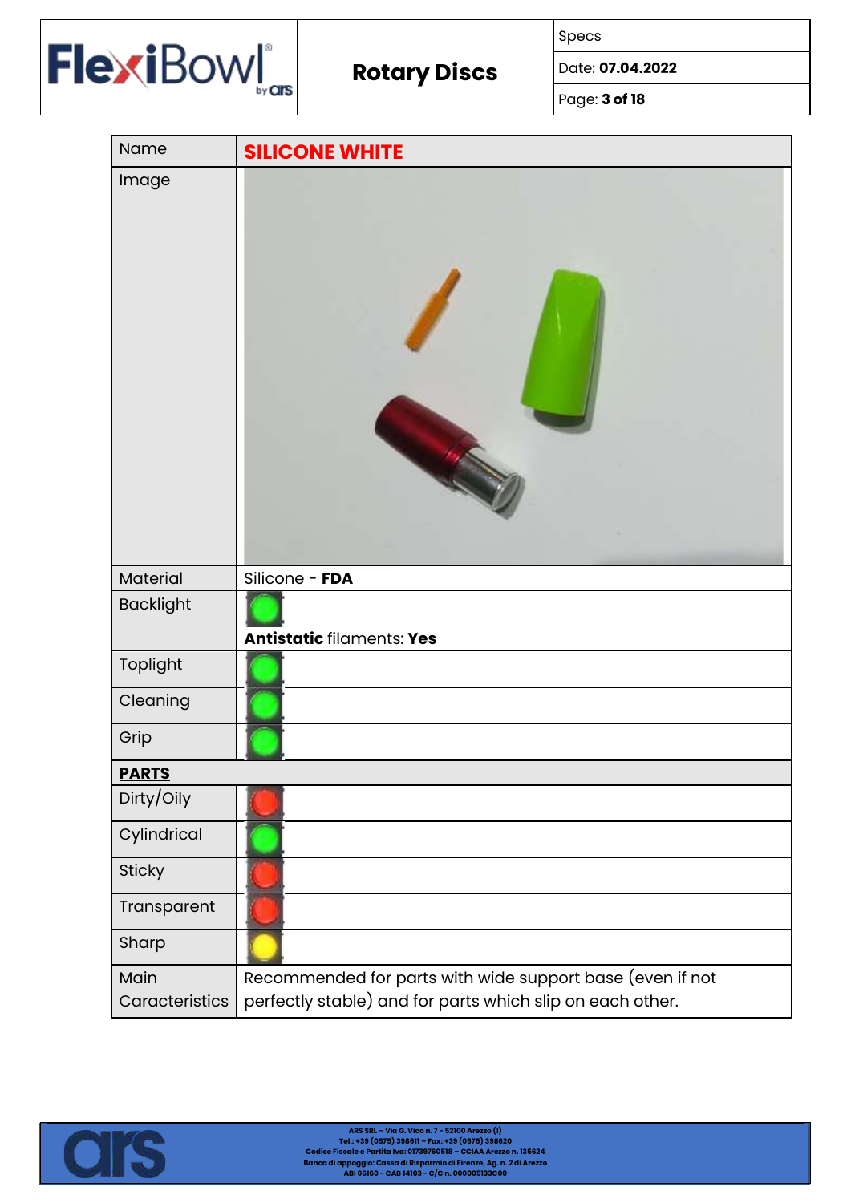| | |
|---|---|
| Name | **SILICONE WHITE** |
| Image | |
| Material | Silicone - **FDA** |
| Backlight | (green)<br>**Antistatic** filaments: **Yes** |
| Toplight | (green) |
| Cleaning | (green) |
| Grip | (green) |
| **PARTS** | |
| Dirty/Oily | (red) |
| Cylindrical | (green) |
| Sticky | (red) |
| Transparent | (red) |
| Sharp | (yellow) |
| Main Caracteristics | Recommended for parts with wide support base (even if not perfectly stable) and for parts which slip on each other. |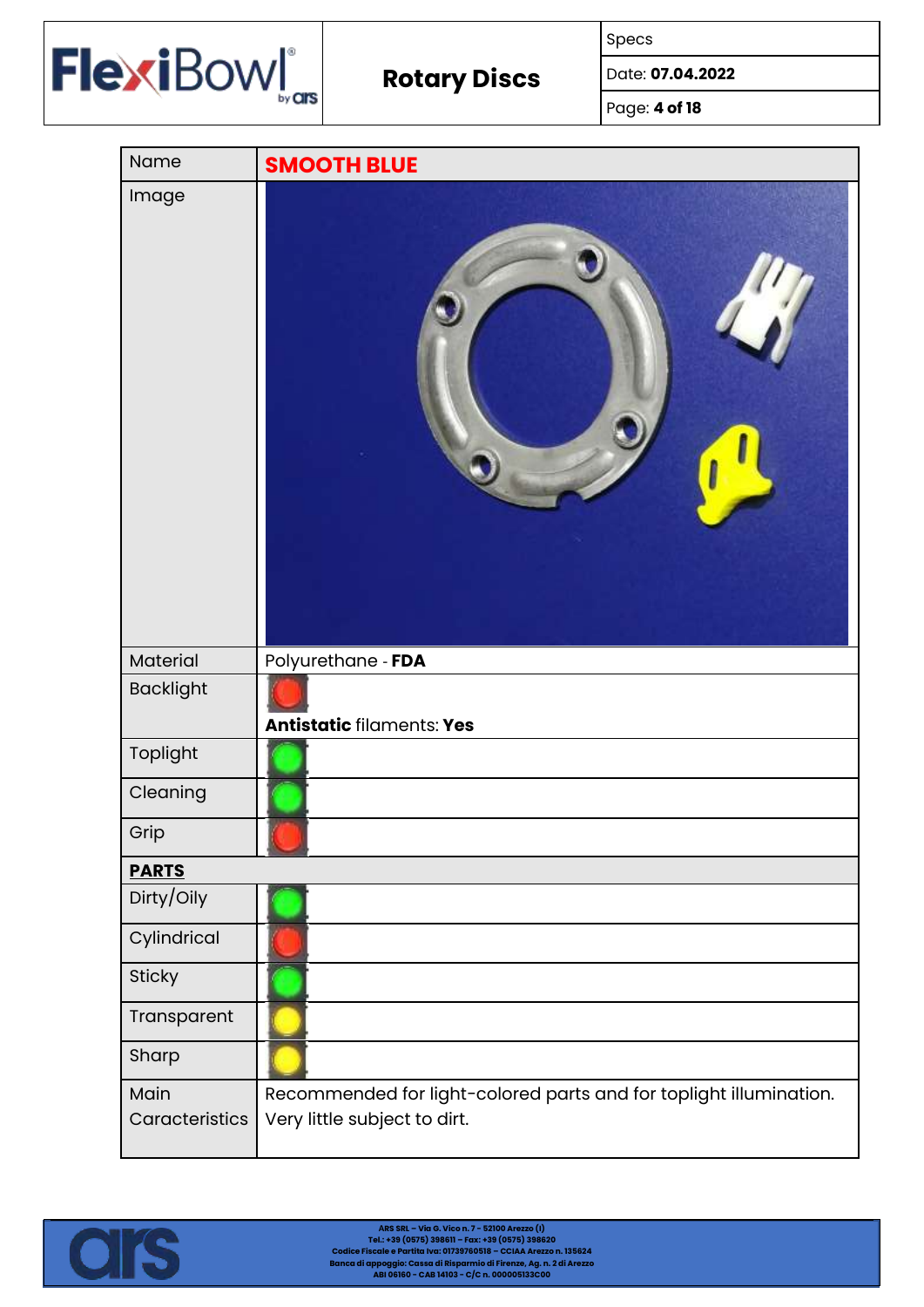| | |
|---|---|
| Name | **SMOOTH BLUE** |
| Image | |
| Material | Polyurethane - **FDA** |
| Backlight | (red) **Antistatic** filaments: **Yes** |
| Toplight | (green) |
| Cleaning | (green) |
| Grip | (red) |
| **PARTS** | |
| Dirty/Oily | (green) |
| Cylindrical | (red) |
| Sticky | (green) |
| Transparent | (yellow) |
| Sharp | (yellow) |
| Main Caracteristics | Recommended for light-colored parts and for toplight illumination. Very little subject to dirt. |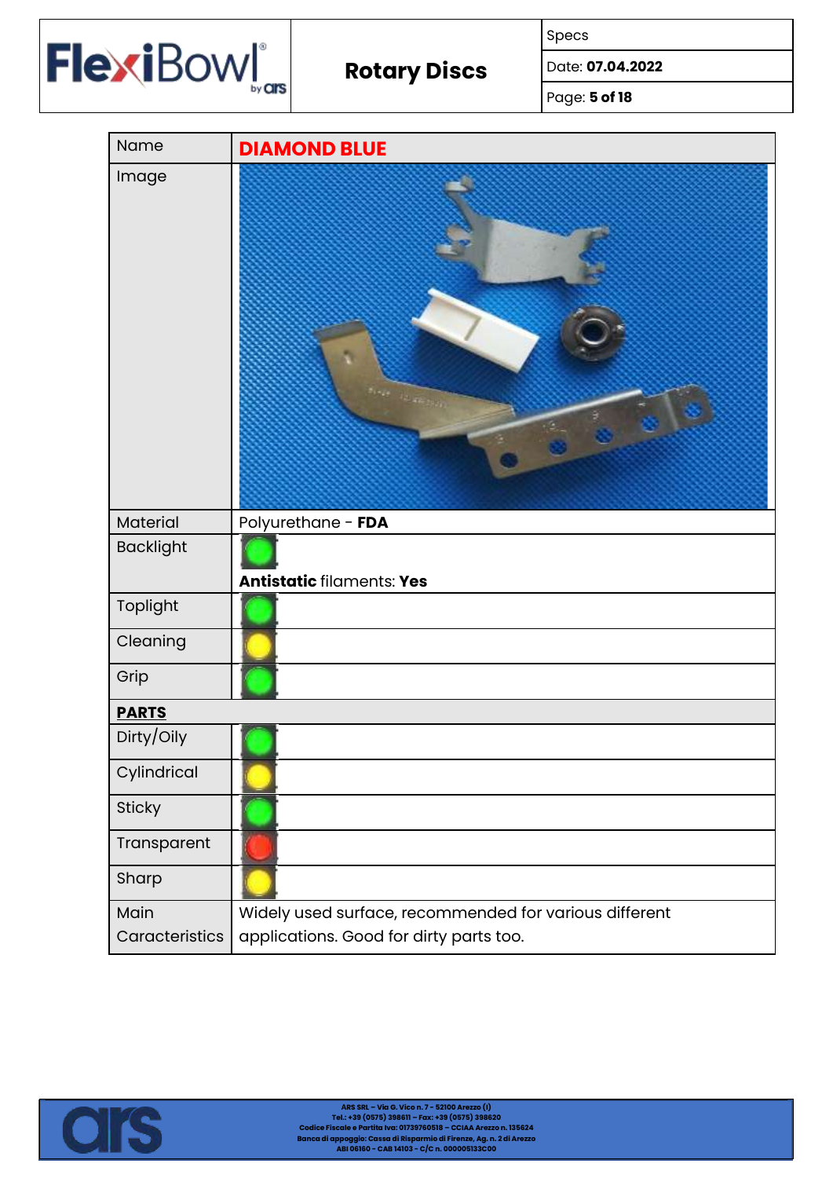| | |
|---|---|
| Name | **DIAMOND BLUE** |
| Image | |
| Material | Polyurethane - **FDA** |
| Backlight | 🟢<br>**Antistatic** filaments: **Yes** |
| Toplight | 🟢 |
| Cleaning | 🟡 |
| Grip | 🟢 |
| **PARTS** | |
| Dirty/Oily | 🟢 |
| Cylindrical | 🟡 |
| Sticky | 🟢 |
| Transparent | 🔴 |
| Sharp | 🟡 |
| Main Caracteristics | Widely used surface, recommended for various different applications. Good for dirty parts too. |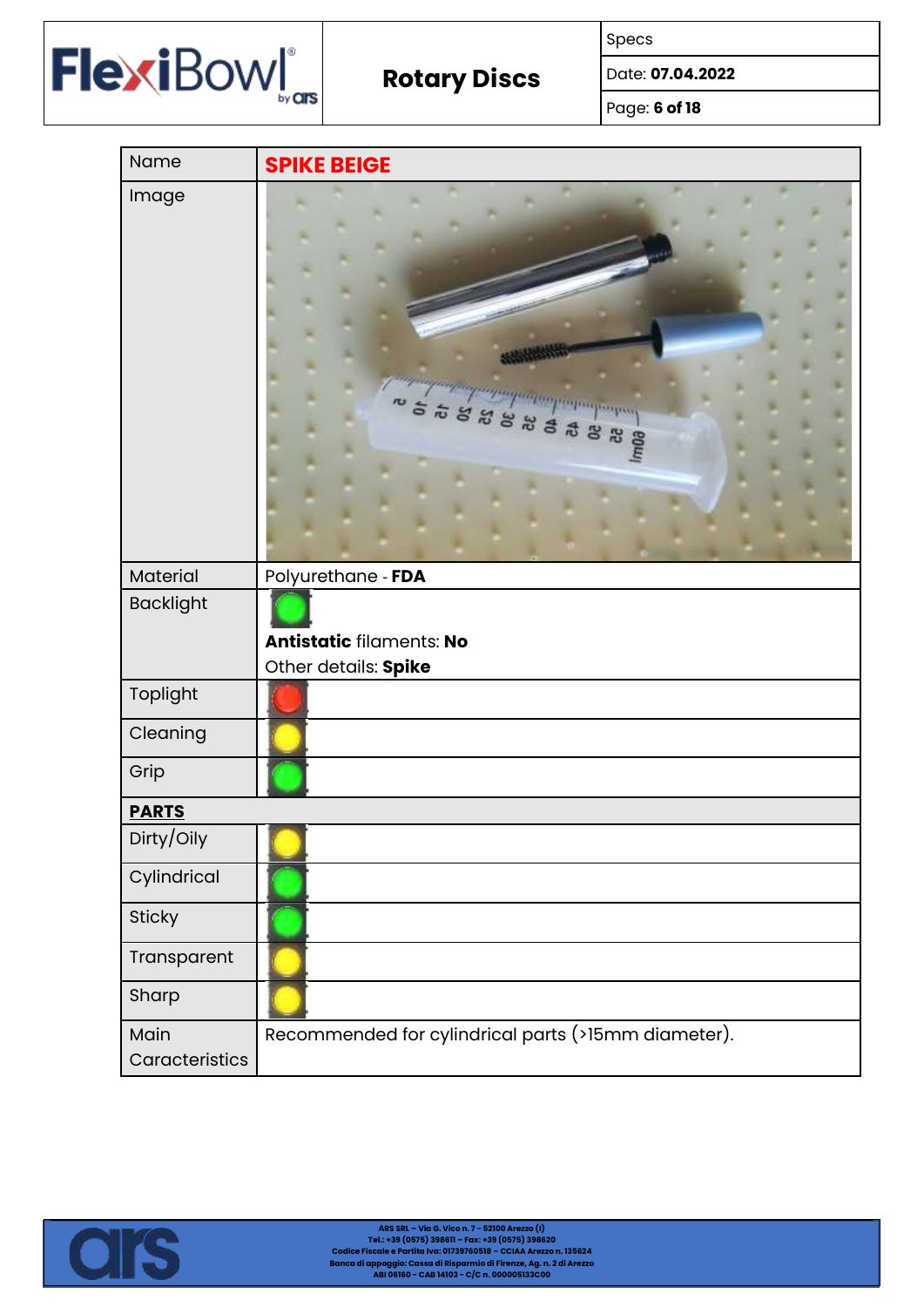| Name | **SPIKE BEIGE** |
|---|---|
| Image | |
| Material | Polyurethane - **FDA** |
| Backlight | Green<br>**Antistatic** filaments: **No**<br>Other details: **Spike** |
| Toplight | Red |
| Cleaning | Yellow |
| Grip | Green |
| **PARTS** | |
| Dirty/Oily | Yellow |
| Cylindrical | Green |
| Sticky | Green |
| Transparent | Yellow |
| Sharp | Yellow |
| Main Caracteristics | Recommended for cylindrical parts (>15mm diameter). |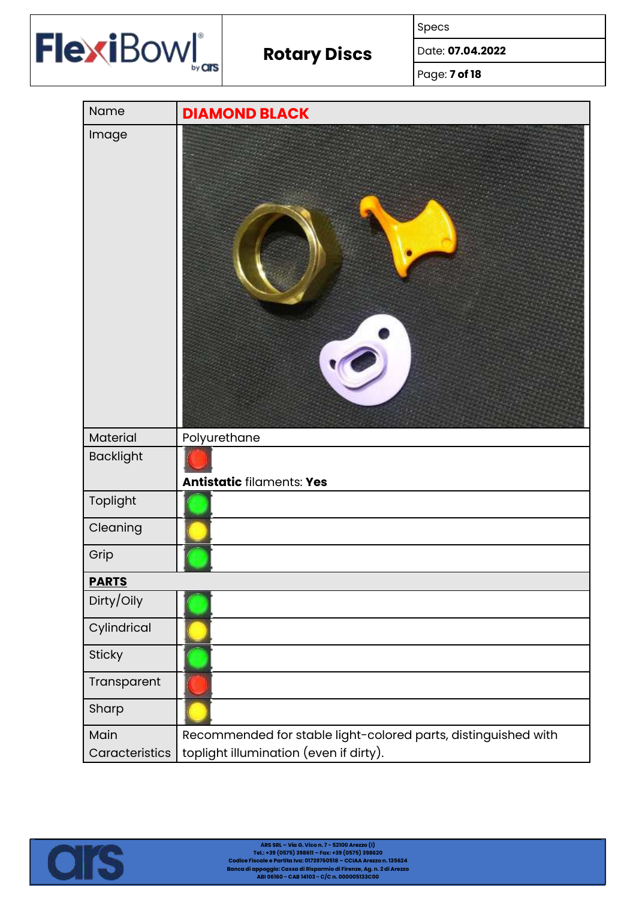| Name | DIAMOND BLACK |
| --- | --- |
| Image | |
| Material | Polyurethane |
| Backlight | 🔴<br>**Antistatic** filaments: **Yes** |
| Toplight | 🟢 |
| Cleaning | 🟡 |
| Grip | 🟢 |
| **PARTS** | |
| Dirty/Oily | 🟢 |
| Cylindrical | 🟡 |
| Sticky | 🟢 |
| Transparent | 🔴 |
| Sharp | 🟡 |
| Main Caracteristics | Recommended for stable light-colored parts, distinguished with toplight illumination (even if dirty). |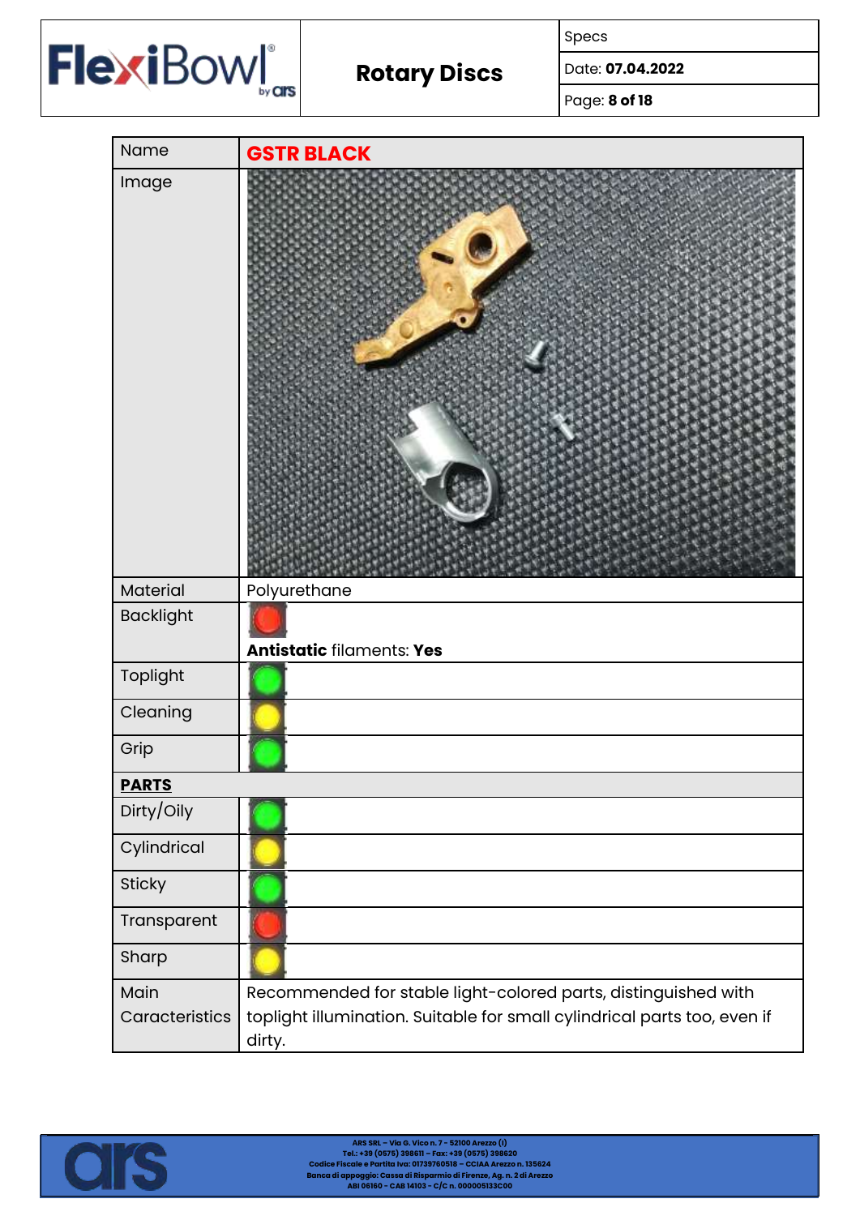| | |
|---|---|
| Name | **GSTR BLACK** |
| Image | |
| Material | Polyurethane |
| Backlight | **Antistatic** filaments: **Yes** |
| Toplight | |
| Cleaning | |
| Grip | |
| **PARTS** | |
| Dirty/Oily | |
| Cylindrical | |
| Sticky | |
| Transparent | |
| Sharp | |
| Main Caracteristics | Recommended for stable light-colored parts, distinguished with toplight illumination. Suitable for small cylindrical parts too, even if dirty. |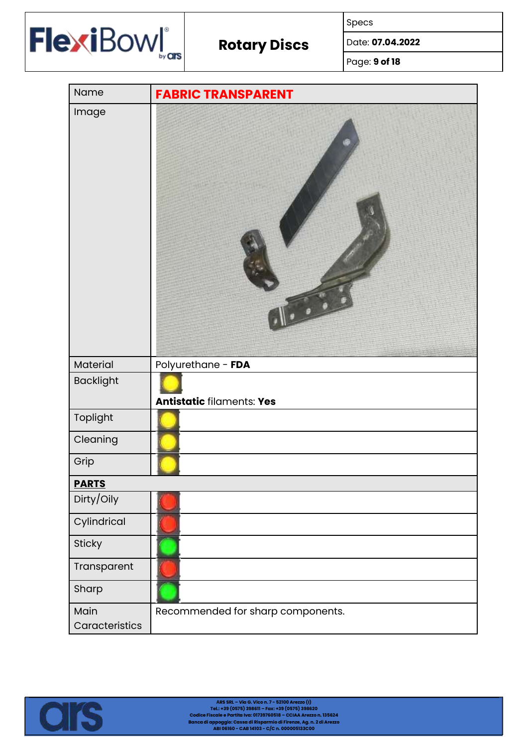| | |
|---|---|
| Name | **FABRIC TRANSPARENT** |
| Image | |
| Material | Polyurethane - **FDA** |
| Backlight | **Antistatic** filaments: **Yes** |
| Toplight | |
| Cleaning | |
| Grip | |
| **PARTS** | |
| Dirty/Oily | |
| Cylindrical | |
| Sticky | |
| Transparent | |
| Sharp | |
| Main Caracteristics | Recommended for sharp components. |

ARS SRL – Via G. Vico n. 7 - 52100 Arezzo (I)
Tel.: +39 (0575) 398611 – Fax: +39 (0575) 398620
Codice Fiscale e Partita Iva: 01739760518 – CCIAA Arezzo n. 135624
Banca di appoggio: Cassa di Risparmio di Firenze, Ag. n. 2 di Arezzo
ABI 06160 - CAB 14103 - C/C n. 000005133C00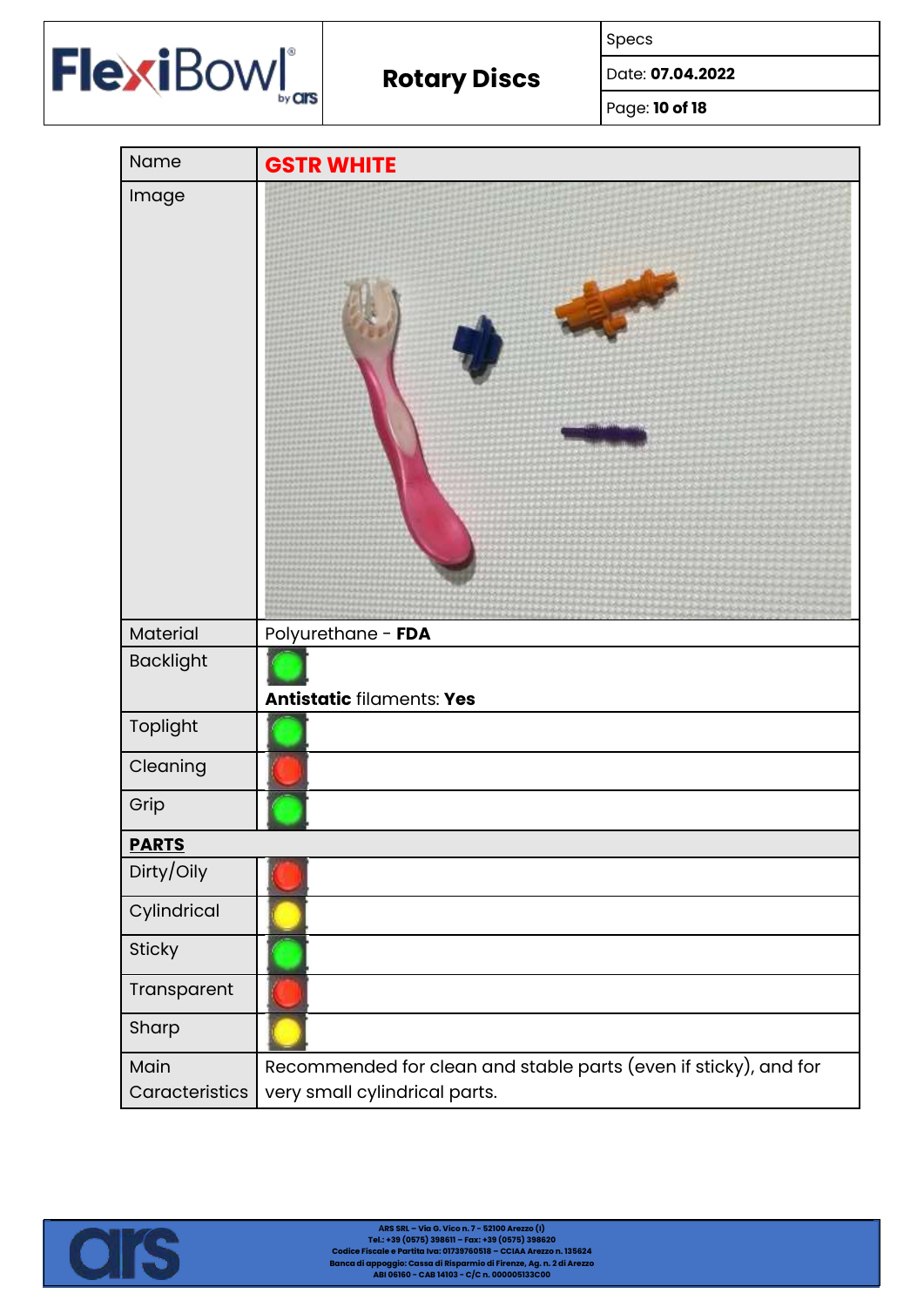| Name | GSTR WHITE |
|---|---|
| Image | |
| Material | Polyurethane - **FDA** |
| Backlight | Green<br>**Antistatic** filaments: **Yes** |
| Toplight | Green |
| Cleaning | Red |
| Grip | Green |
| **PARTS** | |
| Dirty/Oily | Red |
| Cylindrical | Yellow |
| Sticky | Green |
| Transparent | Red |
| Sharp | Yellow |
| Main Caracteristics | Recommended for clean and stable parts (even if sticky), and for very small cylindrical parts. |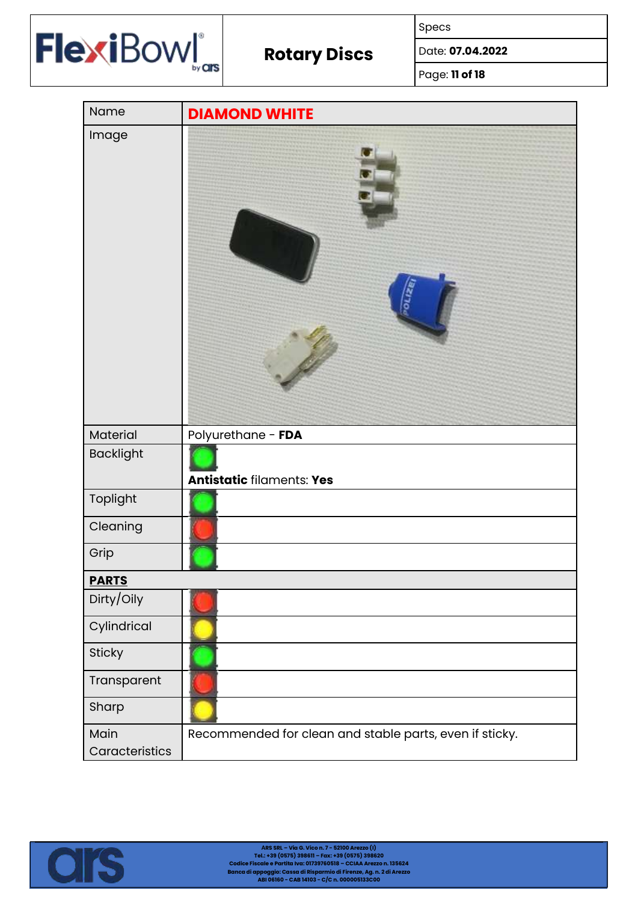| Name | DIAMOND WHITE |
|---|---|
| Image | |
| Material | Polyurethane - **FDA** |
| Backlight | Green<br>**Antistatic** filaments: **Yes** |
| Toplight | Green |
| Cleaning | Red |
| Grip | Green |
| **PARTS** | |
| Dirty/Oily | Red |
| Cylindrical | Yellow |
| Sticky | Green |
| Transparent | Red |
| Sharp | Yellow |
| Main Caracteristics | Recommended for clean and stable parts, even if sticky. |

ARS SRL – Via G. Vico n. 7 - 52100 Arezzo (I)
Tel.: +39 (0575) 398611 – Fax: +39 (0575) 398620
Codice Fiscale e Partita Iva: 01739760518 – CCIAA Arezzo n. 135624
Banca di appoggio: Cassa di Risparmio di Firenze, Ag. n. 2 di Arezzo
ABI 06160 - CAB 14103 - C/C n. 000005133C00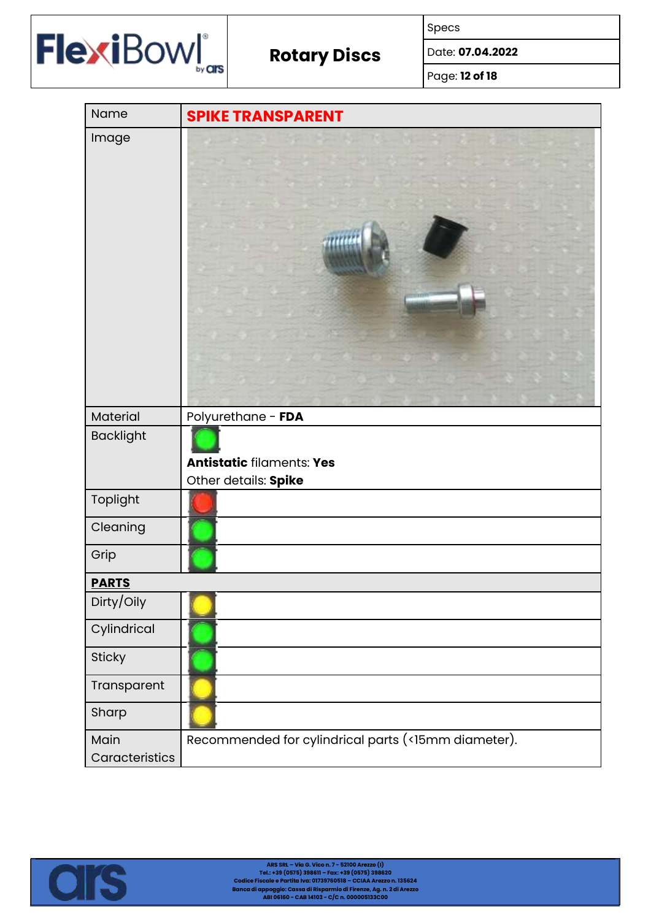| | |
|---|---|
| Name | **SPIKE TRANSPARENT** |
| Image | |
| Material | Polyurethane - **FDA** |
| Backlight | Green<br>**Antistatic** filaments: **Yes**<br>Other details: **Spike** |
| Toplight | Red |
| Cleaning | Green |
| Grip | Green |
| **PARTS** | |
| Dirty/Oily | Yellow |
| Cylindrical | Green |
| Sticky | Green |
| Transparent | Yellow |
| Sharp | Yellow |
| Main Caracteristics | Recommended for cylindrical parts (<15mm diameter). |

ARS SRL – Via G. Vico n. 7 - 52100 Arezzo (I)
Tel.: +39 (0575) 398611 – Fax: +39 (0575) 398620
Codice Fiscale e Partita Iva: 01739760518 – CCIAA Arezzo n. 135624
Banca di appoggio: Cassa di Risparmio di Firenze, Ag. n. 2 di Arezzo
ABI 06160 - CAB 14103 - C/C n. 000005133C00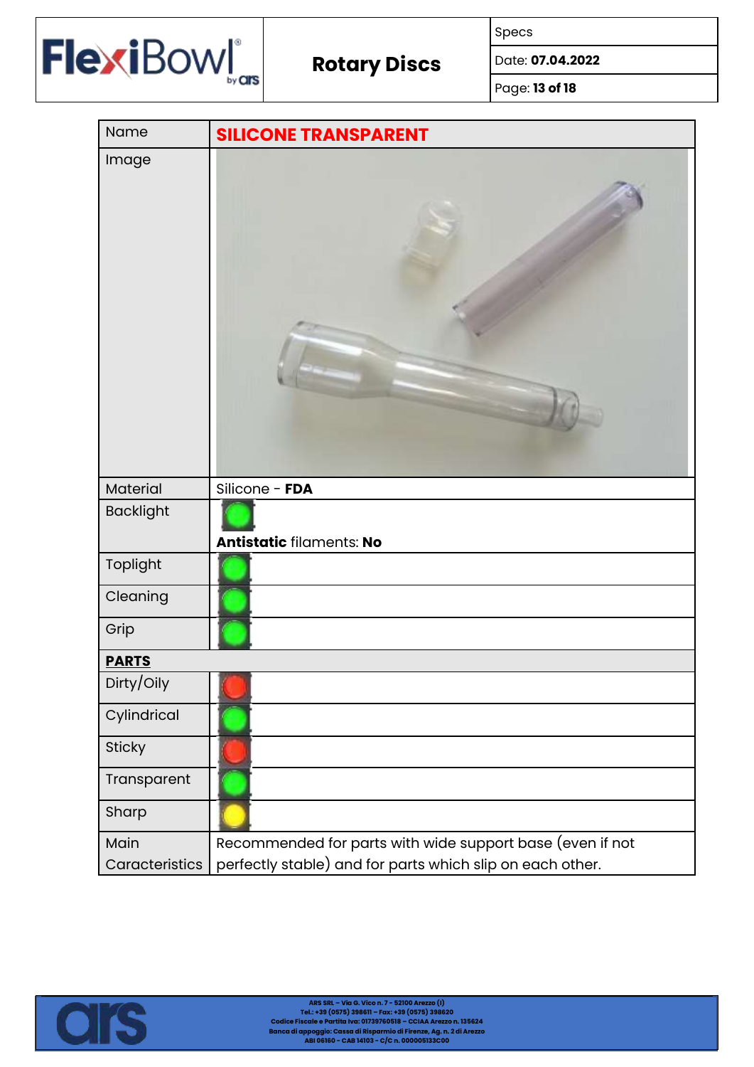| Name | **SILICONE TRANSPARENT** |
|---|---|
| Image | |
| Material | Silicone - **FDA** |
| Backlight | Green<br>**Antistatic** filaments: **No** |
| Toplight | Green |
| Cleaning | Green |
| Grip | Green |
| **PARTS** | |
| Dirty/Oily | Red |
| Cylindrical | Green |
| Sticky | Red |
| Transparent | Green |
| Sharp | Yellow |
| Main Caracteristics | Recommended for parts with wide support base (even if not perfectly stable) and for parts which slip on each other. |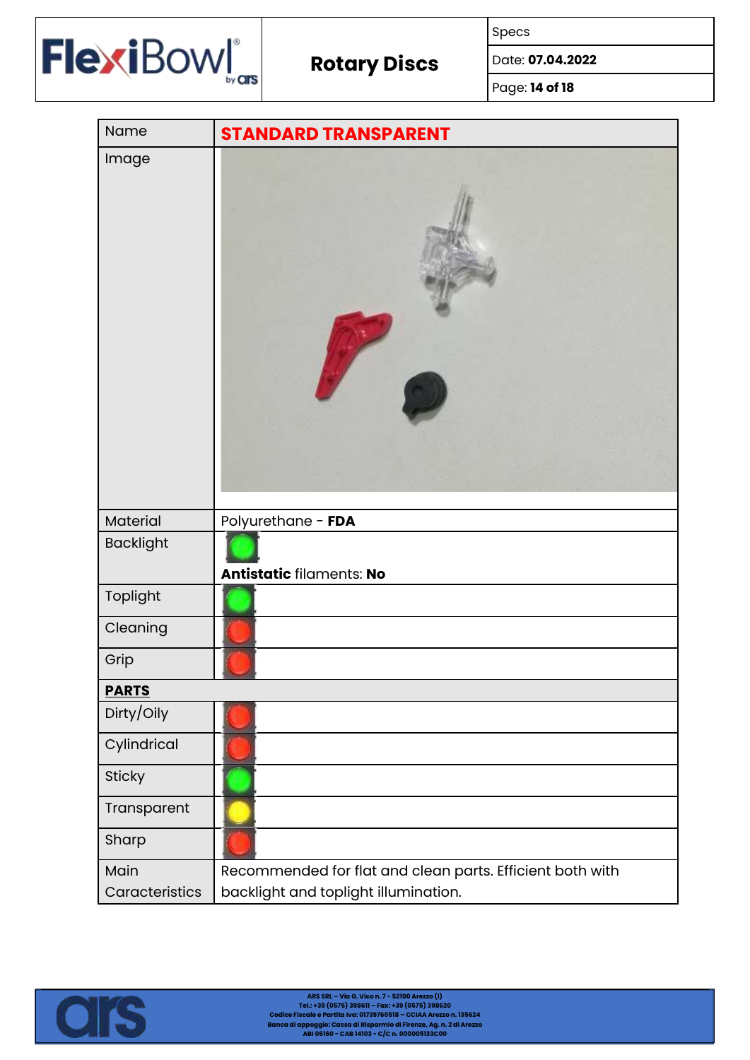| Name | **STANDARD TRANSPARENT** |
| --- | --- |
| Image | |
| Material | Polyurethane - **FDA** |
| Backlight | Green<br>**Antistatic** filaments: **No** |
| Toplight | Green |
| Cleaning | Red |
| Grip | Red |
| **PARTS** | |
| Dirty/Oily | Red |
| Cylindrical | Red |
| Sticky | Green |
| Transparent | Yellow |
| Sharp | Red |
| Main Caracteristics | Recommended for flat and clean parts. Efficient both with backlight and toplight illumination. |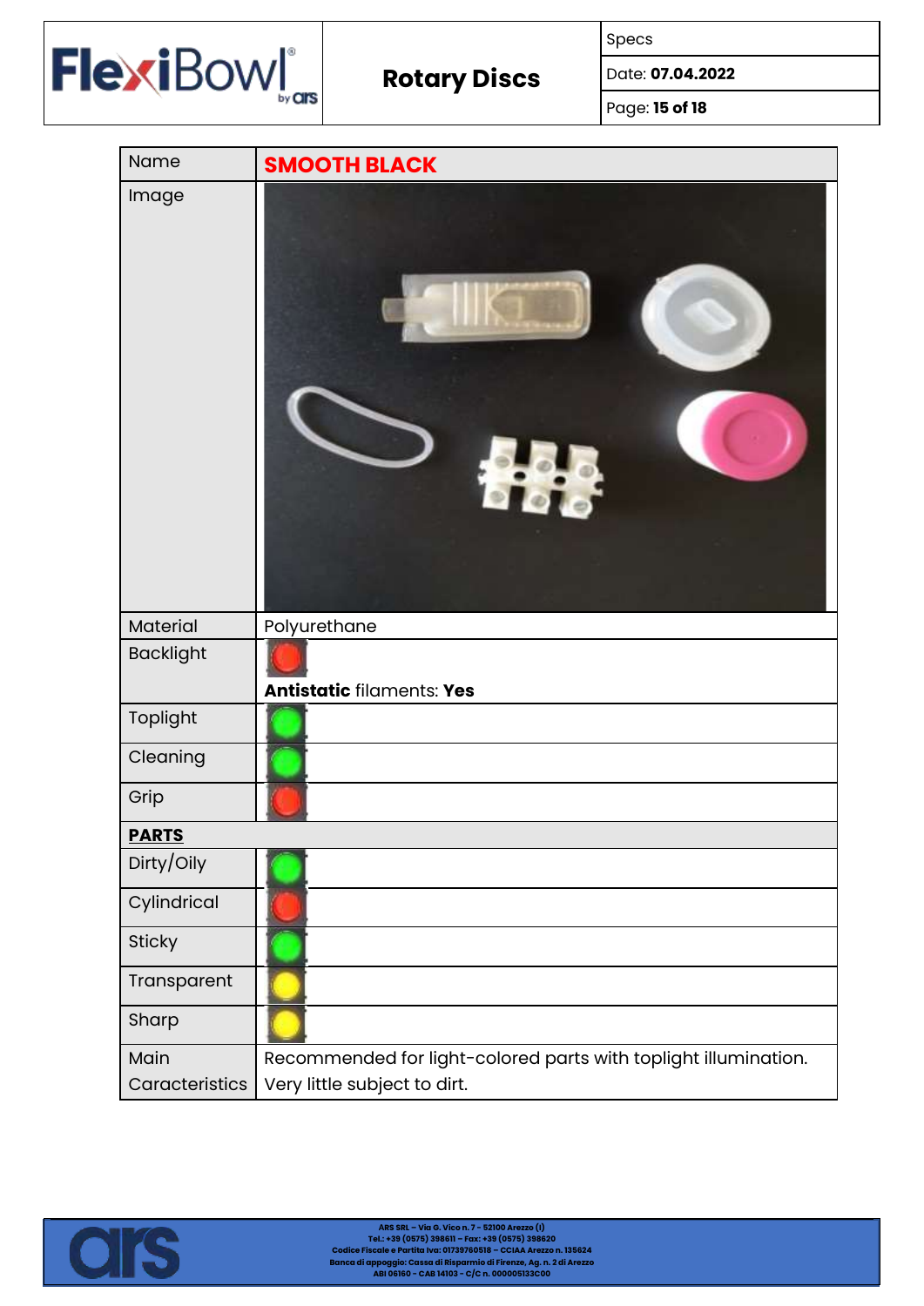| | |
|---|---|
| Name | **SMOOTH BLACK** |
| Image | |
| Material | Polyurethane |
| Backlight | 🔴 **Antistatic** filaments: **Yes** |
| Toplight | 🟢 |
| Cleaning | 🟢 |
| Grip | 🔴 |
| **PARTS** | |
| Dirty/Oily | 🟢 |
| Cylindrical | 🔴 |
| Sticky | 🟢 |
| Transparent | 🟡 |
| Sharp | 🟡 |
| Main Caracteristics | Recommended for light-colored parts with toplight illumination. Very little subject to dirt. |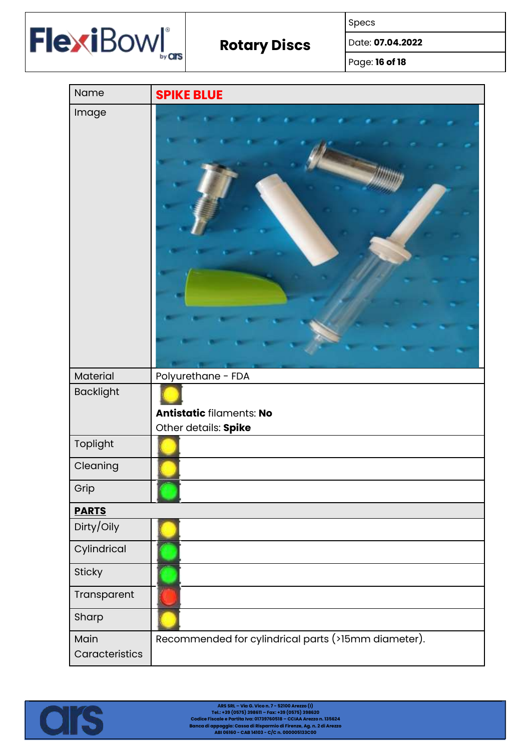| | |
|---|---|
| Name | **SPIKE BLUE** |
| Image | |
| Material | Polyurethane - FDA |
| Backlight | **Antistatic** filaments: **No**<br>Other details: **Spike** |
| Toplight | |
| Cleaning | |
| Grip | |
| **PARTS** | |
| Dirty/Oily | |
| Cylindrical | |
| Sticky | |
| Transparent | |
| Sharp | |
| Main Caracteristics | Recommended for cylindrical parts (>15mm diameter). |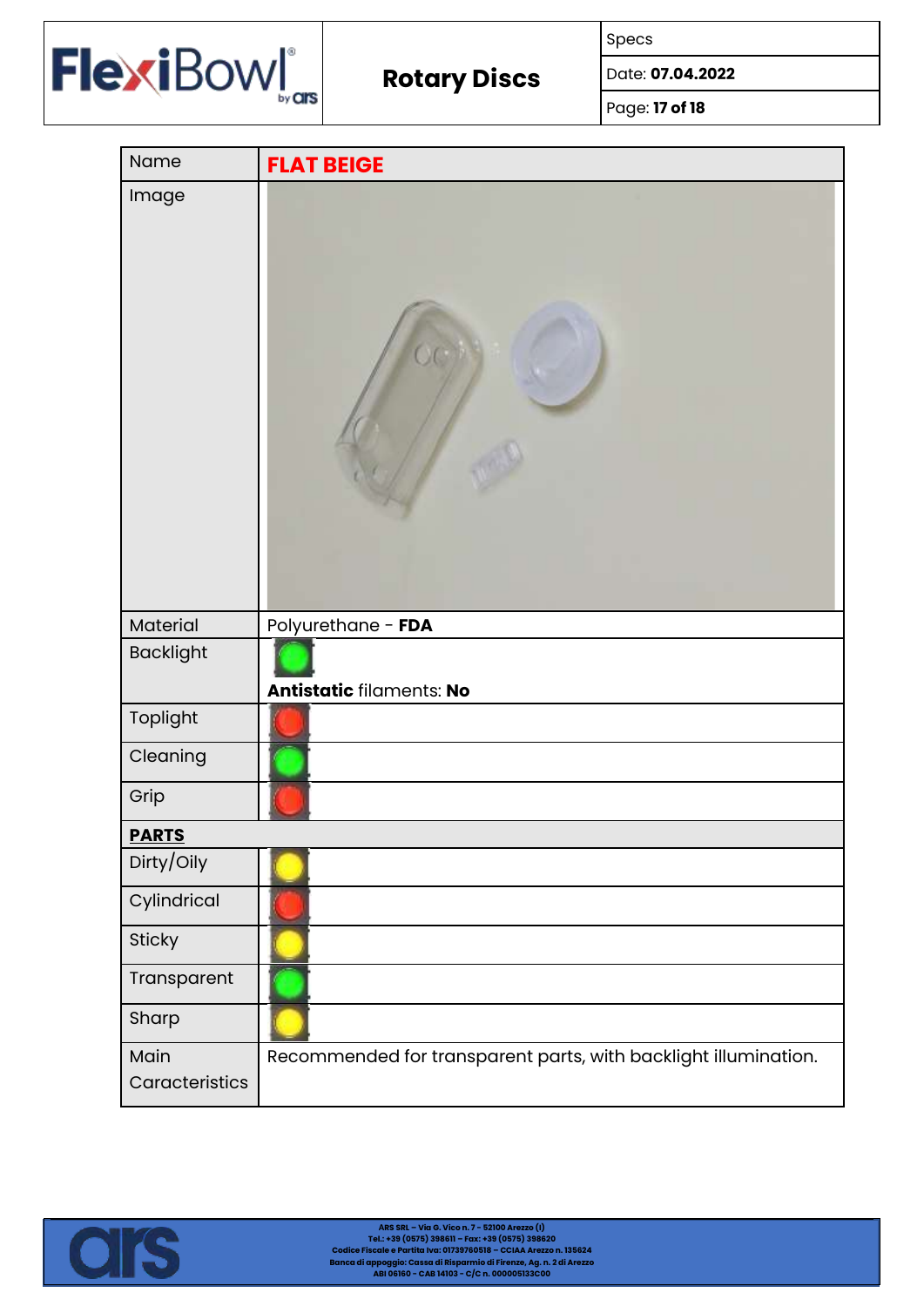| | |
|---|---|
| Name | **FLAT BEIGE** |
| Image | |
| Material | Polyurethane - **FDA** |
| Backlight | **Antistatic** filaments: **No** |
| Toplight | |
| Cleaning | |
| Grip | |
| **PARTS** | |
| Dirty/Oily | |
| Cylindrical | |
| Sticky | |
| Transparent | |
| Sharp | |
| Main Caracteristics | Recommended for transparent parts, with backlight illumination. |

ARS SRL – Via G. Vico n. 7 - 52100 Arezzo (I)
Tel.: +39 (0575) 398611 – Fax: +39 (0575) 398620
Codice Fiscale e Partita Iva: 01739760518 – CCIAA Arezzo n. 135624
Banca di appoggio: Cassa di Risparmio di Firenze, Ag. n. 2 di Arezzo
ABI 06160 - CAB 14103 - C/C n. 000005133C00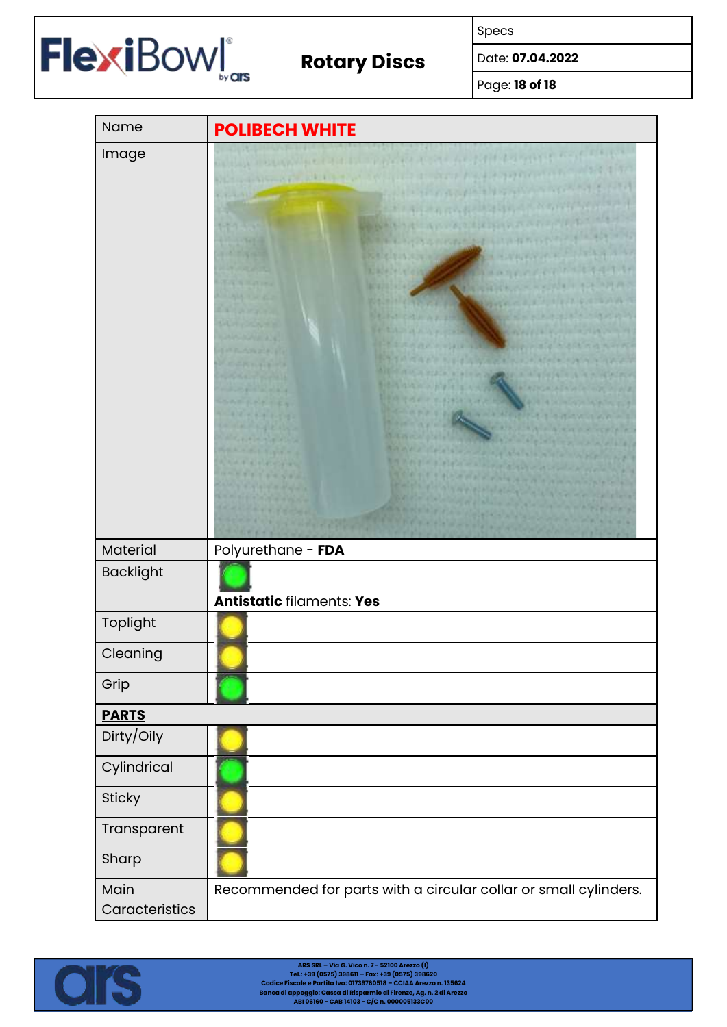| | |
|---|---|
| Name | **POLIBECH WHITE** |
| Image | |
| Material | Polyurethane - **FDA** |
| Backlight | **Antistatic** filaments: **Yes** |
| Toplight | |
| Cleaning | |
| Grip | |
| **PARTS** | |
| Dirty/Oily | |
| Cylindrical | |
| Sticky | |
| Transparent | |
| Sharp | |
| Main Caracteristics | Recommended for parts with a circular collar or small cylinders. |